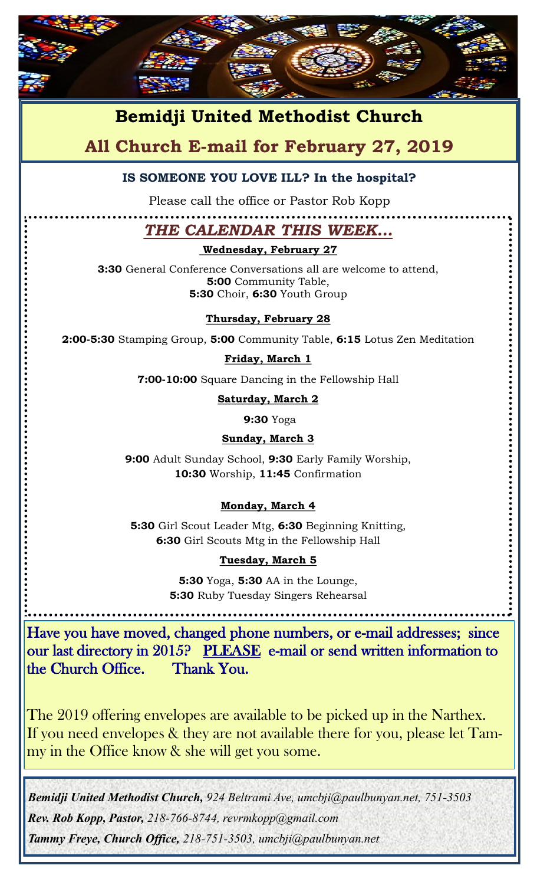# Bemidji United Methodist Church

## All Church E-mail for February 27, 2019

**IS SOMEONE YOU LOVE ILL? In the hospital?**

Please call the office or Pastor Rob Kopp

## ***THE CALENDAR THIS WEEK...***

**Wednesday, February 27**

**3:30** General Conference Conversations all are welcome to attend, **5:00** Community Table, **5:30** Choir, **6:30** Youth Group

**Thursday, February 28**

**2:00-5:30** Stamping Group, **5:00** Community Table, **6:15** Lotus Zen Meditation

**Friday, March 1**

**7:00-10:00** Square Dancing in the Fellowship Hall

**Saturday, March 2**

**9:30** Yoga

**Sunday, March 3**

**9:00** Adult Sunday School, **9:30** Early Family Worship, **10:30** Worship, **11:45** Confirmation

**Monday, March 4**

**5:30** Girl Scout Leader Mtg, **6:30** Beginning Knitting, **6:30** Girl Scouts Mtg in the Fellowship Hall

**Tuesday, March 5**

**5:30** Yoga, **5:30** AA in the Lounge, **5:30** Ruby Tuesday Singers Rehearsal

Have you have moved, changed phone numbers, or e-mail addresses; since our last directory in 2015? PLEASE e-mail or send written information to the Church Office. Thank You.

The 2019 offering envelopes are available to be picked up in the Narthex. If you need envelopes & they are not available there for you, please let Tammy in the Office know & she will get you some.

***Bemidji United Methodist Church,*** *924 Beltrami Ave, umcbji@paulbunyan.net, 751-3503*

***Rev. Rob Kopp, Pastor,*** *218-766-8744, revrmkopp@gmail.com*

***Tammy Freye, Church Office,*** *218-751-3503, umcbji@paulbunyan.net*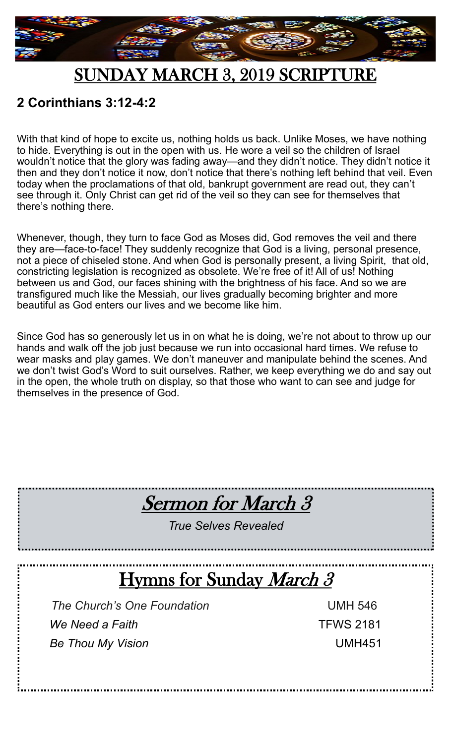# SUNDAY MARCH 3, 2019 SCRIPTURE

## 2 Corinthians 3:12-4:2

With that kind of hope to excite us, nothing holds us back. Unlike Moses, we have nothing to hide. Everything is out in the open with us. He wore a veil so the children of Israel wouldn't notice that the glory was fading away—and they didn't notice. They didn't notice it then and they don't notice it now, don't notice that there's nothing left behind that veil. Even today when the proclamations of that old, bankrupt government are read out, they can't see through it. Only Christ can get rid of the veil so they can see for themselves that there's nothing there.

Whenever, though, they turn to face God as Moses did, God removes the veil and there they are—face-to-face! They suddenly recognize that God is a living, personal presence, not a piece of chiseled stone. And when God is personally present, a living Spirit, that old, constricting legislation is recognized as obsolete. We're free of it! All of us! Nothing between us and God, our faces shining with the brightness of his face. And so we are transfigured much like the Messiah, our lives gradually becoming brighter and more beautiful as God enters our lives and we become like him.

Since God has so generously let us in on what he is doing, we're not about to throw up our hands and walk off the job just because we run into occasional hard times. We refuse to wear masks and play games. We don't maneuver and manipulate behind the scenes. And we don't twist God's Word to suit ourselves. Rather, we keep everything we do and say out in the open, the whole truth on display, so that those who want to can see and judge for themselves in the presence of God.

## Sermon for March 3

*True Selves Revealed*

## Hymns for Sunday *March 3*

| | |
|---|---|
| *The Church's One Foundation* | UMH 546 |
| *We Need a Faith* | TFWS 2181 |
| *Be Thou My Vision* | UMH451 |